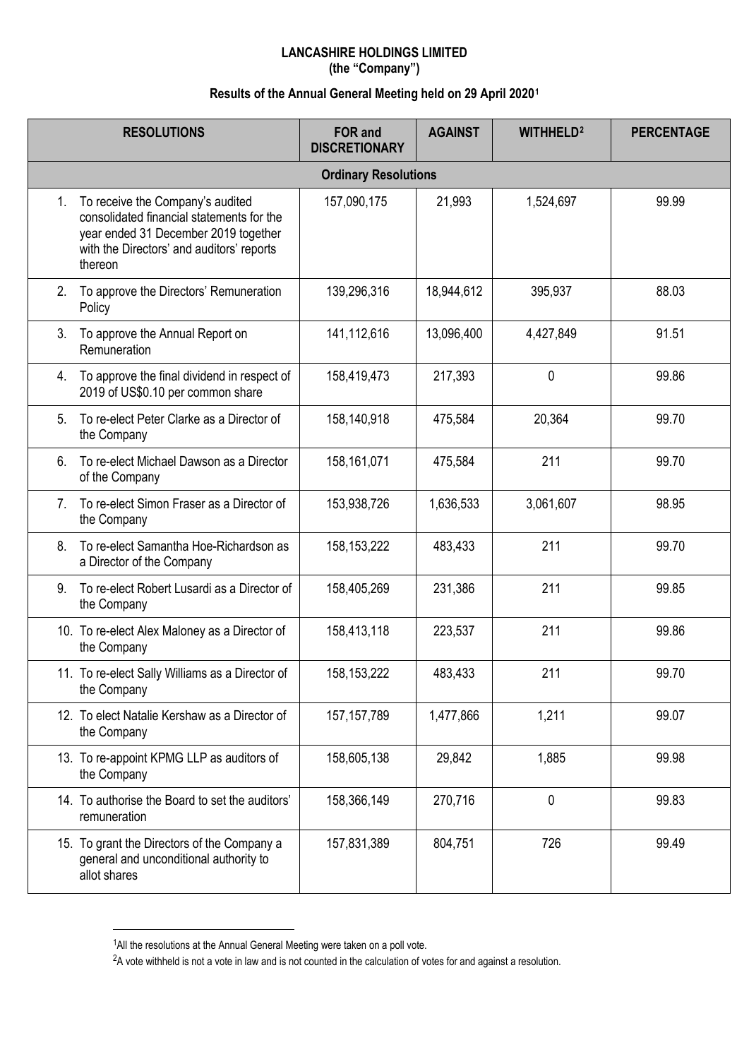**LANCASHIRE HOLDINGS LIMITED**
**(the "Company")**

**Results of the Annual General Meeting held on 29 April 2020[1]**

| RESOLUTIONS | FOR and DISCRETIONARY | AGAINST | WITHHELD[2] | PERCENTAGE |
|---|---|---|---|---|
| **Ordinary Resolutions** | | | | |
| 1. To receive the Company's audited consolidated financial statements for the year ended 31 December 2019 together with the Directors' and auditors' reports thereon | 157,090,175 | 21,993 | 1,524,697 | 99.99 |
| 2. To approve the Directors' Remuneration Policy | 139,296,316 | 18,944,612 | 395,937 | 88.03 |
| 3. To approve the Annual Report on Remuneration | 141,112,616 | 13,096,400 | 4,427,849 | 91.51 |
| 4. To approve the final dividend in respect of 2019 of US$0.10 per common share | 158,419,473 | 217,393 | 0 | 99.86 |
| 5. To re-elect Peter Clarke as a Director of the Company | 158,140,918 | 475,584 | 20,364 | 99.70 |
| 6. To re-elect Michael Dawson as a Director of the Company | 158,161,071 | 475,584 | 211 | 99.70 |
| 7. To re-elect Simon Fraser as a Director of the Company | 153,938,726 | 1,636,533 | 3,061,607 | 98.95 |
| 8. To re-elect Samantha Hoe-Richardson as a Director of the Company | 158,153,222 | 483,433 | 211 | 99.70 |
| 9. To re-elect Robert Lusardi as a Director of the Company | 158,405,269 | 231,386 | 211 | 99.85 |
| 10. To re-elect Alex Maloney as a Director of the Company | 158,413,118 | 223,537 | 211 | 99.86 |
| 11. To re-elect Sally Williams as a Director of the Company | 158,153,222 | 483,433 | 211 | 99.70 |
| 12. To elect Natalie Kershaw as a Director of the Company | 157,157,789 | 1,477,866 | 1,211 | 99.07 |
| 13. To re-appoint KPMG LLP as auditors of the Company | 158,605,138 | 29,842 | 1,885 | 99.98 |
| 14. To authorise the Board to set the auditors' remuneration | 158,366,149 | 270,716 | 0 | 99.83 |
| 15. To grant the Directors of the Company a general and unconditional authority to allot shares | 157,831,389 | 804,751 | 726 | 99.49 |

[1] All the resolutions at the Annual General Meeting were taken on a poll vote.

[2] A vote withheld is not a vote in law and is not counted in the calculation of votes for and against a resolution.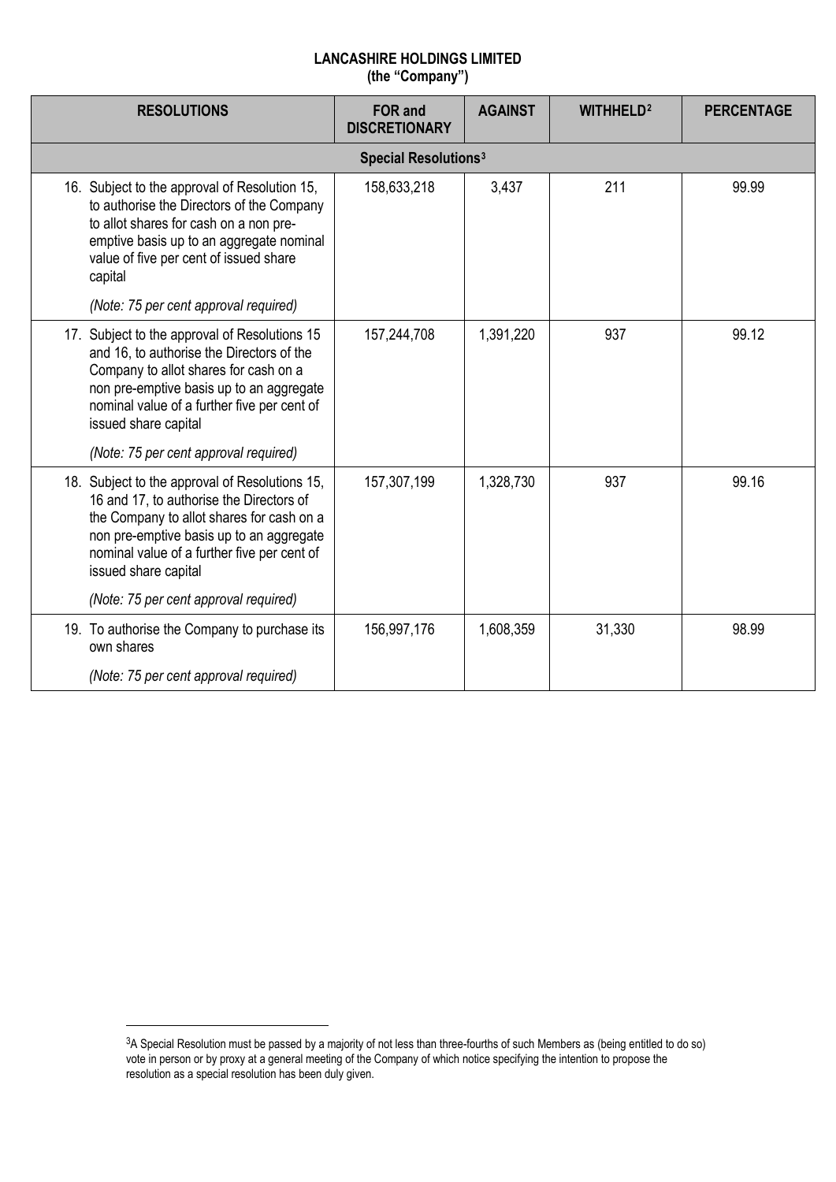**LANCASHIRE HOLDINGS LIMITED**
**(the "Company")**

| RESOLUTIONS | FOR and DISCRETIONARY | AGAINST | WITHHELD[2] | PERCENTAGE |
|---|---|---|---|---|
| **Special Resolutions[3]** | | | | |
| 16. Subject to the approval of Resolution 15, to authorise the Directors of the Company to allot shares for cash on a non pre-emptive basis up to an aggregate nominal value of five per cent of issued share capital *(Note: 75 per cent approval required)* | 158,633,218 | 3,437 | 211 | 99.99 |
| 17. Subject to the approval of Resolutions 15 and 16, to authorise the Directors of the Company to allot shares for cash on a non pre-emptive basis up to an aggregate nominal value of a further five per cent of issued share capital *(Note: 75 per cent approval required)* | 157,244,708 | 1,391,220 | 937 | 99.12 |
| 18. Subject to the approval of Resolutions 15, 16 and 17, to authorise the Directors of the Company to allot shares for cash on a non pre-emptive basis up to an aggregate nominal value of a further five per cent of issued share capital *(Note: 75 per cent approval required)* | 157,307,199 | 1,328,730 | 937 | 99.16 |
| 19. To authorise the Company to purchase its own shares *(Note: 75 per cent approval required)* | 156,997,176 | 1,608,359 | 31,330 | 98.99 |

[3] A Special Resolution must be passed by a majority of not less than three-fourths of such Members as (being entitled to do so) vote in person or by proxy at a general meeting of the Company of which notice specifying the intention to propose the resolution as a special resolution has been duly given.